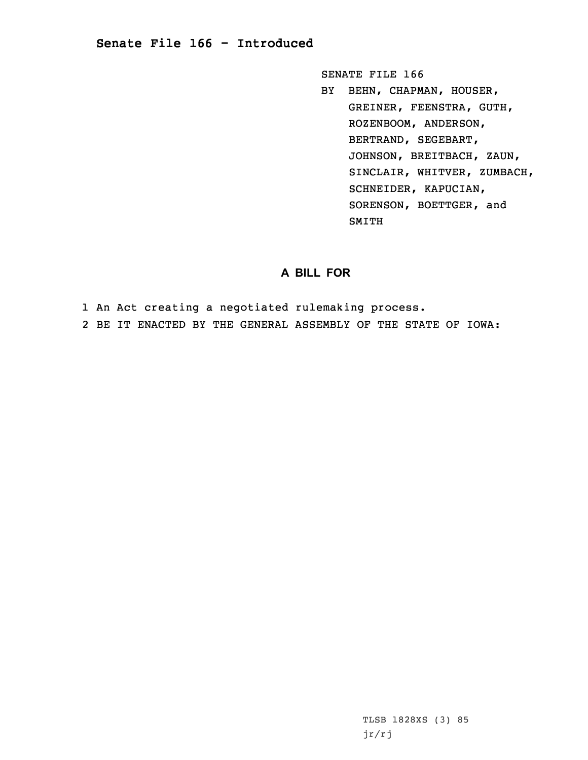# Senate File 166 - Introduced

SENATE FILE 166

BY BEHN, CHAPMAN, HOUSER, GREINER, FEENSTRA, GUTH, ROZENBOOM, ANDERSON, BERTRAND, SEGEBART, JOHNSON, BREITBACH, ZAUN, SINCLAIR, WHITVER, ZUMBACH, SCHNEIDER, KAPUCIAN, SORENSON, BOETTGER, and SMITH

## A BILL FOR

1 An Act creating a negotiated rulemaking process.

2 BE IT ENACTED BY THE GENERAL ASSEMBLY OF THE STATE OF IOWA:

TLSB 1828XS (3) 85

jr/rj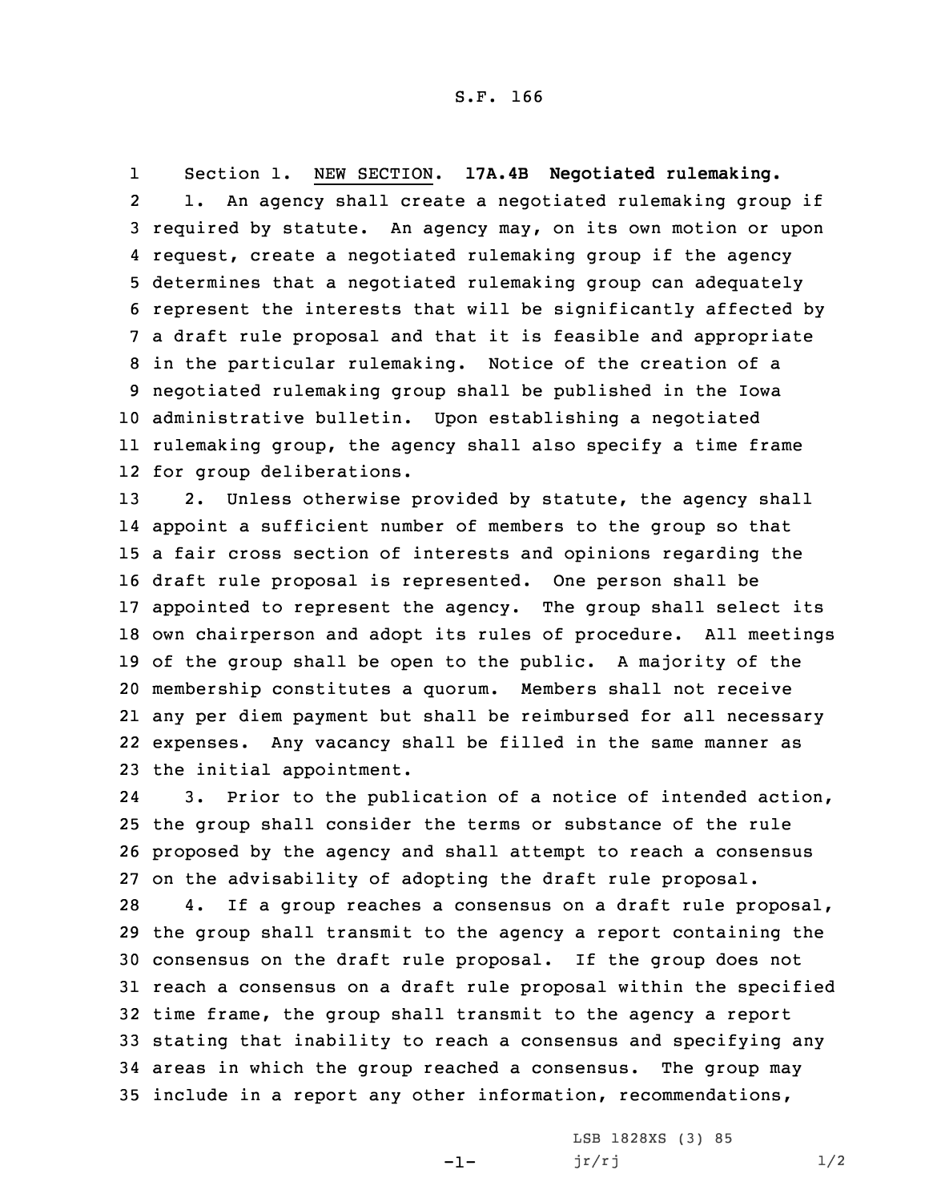S.F. 166

Section 1. NEW SECTION. **17A.4B Negotiated rulemaking.**

1. An agency shall create a negotiated rulemaking group if required by statute. An agency may, on its own motion or upon request, create a negotiated rulemaking group if the agency determines that a negotiated rulemaking group can adequately represent the interests that will be significantly affected by a draft rule proposal and that it is feasible and appropriate in the particular rulemaking. Notice of the creation of a negotiated rulemaking group shall be published in the Iowa administrative bulletin. Upon establishing a negotiated rulemaking group, the agency shall also specify a time frame for group deliberations.

2. Unless otherwise provided by statute, the agency shall appoint a sufficient number of members to the group so that a fair cross section of interests and opinions regarding the draft rule proposal is represented. One person shall be appointed to represent the agency. The group shall select its own chairperson and adopt its rules of procedure. All meetings of the group shall be open to the public. A majority of the membership constitutes a quorum. Members shall not receive any per diem payment but shall be reimbursed for all necessary expenses. Any vacancy shall be filled in the same manner as the initial appointment.

3. Prior to the publication of a notice of intended action, the group shall consider the terms or substance of the rule proposed by the agency and shall attempt to reach a consensus on the advisability of adopting the draft rule proposal.

4. If a group reaches a consensus on a draft rule proposal, the group shall transmit to the agency a report containing the consensus on the draft rule proposal. If the group does not reach a consensus on a draft rule proposal within the specified time frame, the group shall transmit to the agency a report stating that inability to reach a consensus and specifying any areas in which the group reached a consensus. The group may include in a report any other information, recommendations,

LSB 1828XS (3) 85
jr/rj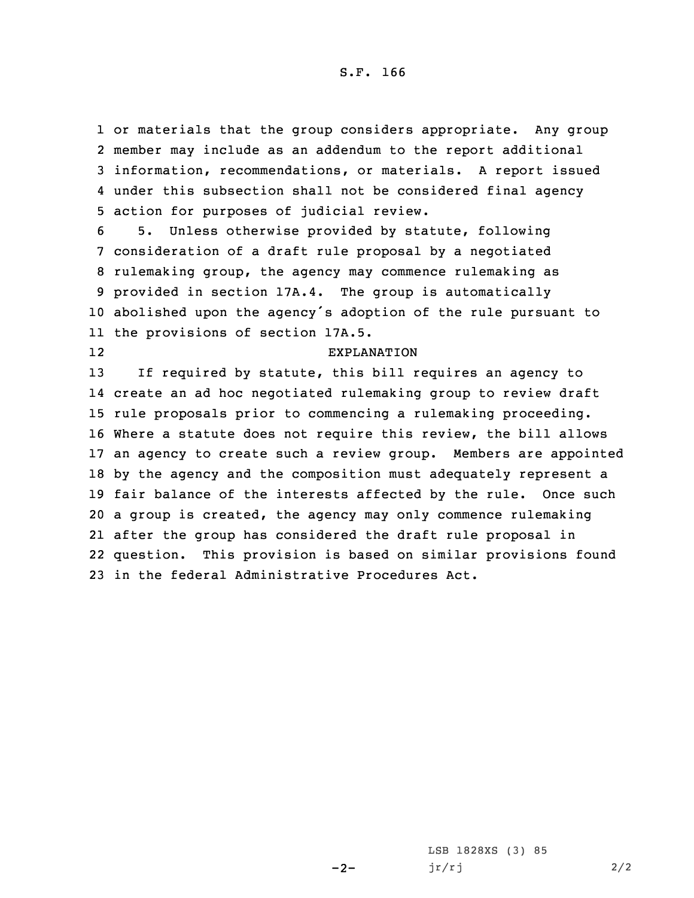or materials that the group considers appropriate. Any group member may include as an addendum to the report additional information, recommendations, or materials. A report issued under this subsection shall not be considered final agency action for purposes of judicial review.

5. Unless otherwise provided by statute, following consideration of a draft rule proposal by a negotiated rulemaking group, the agency may commence rulemaking as provided in section 17A.4. The group is automatically abolished upon the agency's adoption of the rule pursuant to the provisions of section 17A.5.

EXPLANATION

If required by statute, this bill requires an agency to create an ad hoc negotiated rulemaking group to review draft rule proposals prior to commencing a rulemaking proceeding. Where a statute does not require this review, the bill allows an agency to create such a review group. Members are appointed by the agency and the composition must adequately represent a fair balance of the interests affected by the rule. Once such a group is created, the agency may only commence rulemaking after the group has considered the draft rule proposal in question. This provision is based on similar provisions found in the federal Administrative Procedures Act.

LSB 1828XS (3) 85
jr/rj